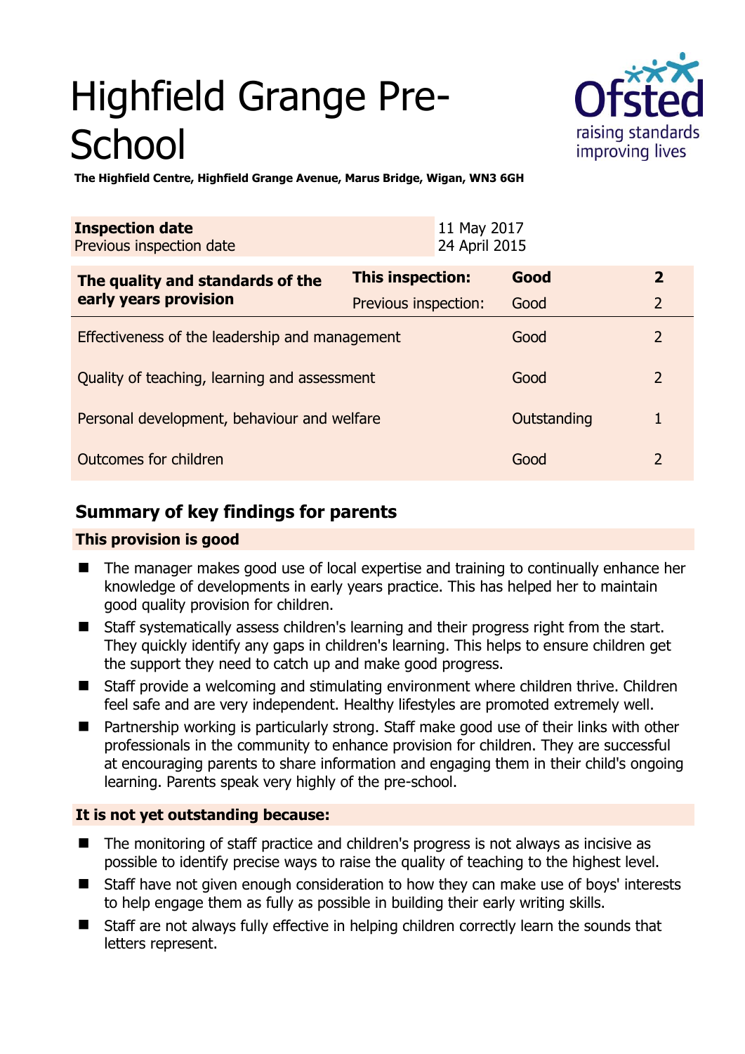# Highfield Grange Pre-School

**The Highfield Centre, Highfield Grange Avenue, Marus Bridge, Wigan, WN3 6GH**

| **Inspection date** | 11 May 2017 |
|---|---|
| Previous inspection date | 24 April 2015 |

| **The quality and standards of the early years provision** | **This inspection:** | **Good** | **2** |
|---|---|---|---|
| | Previous inspection: | Good | 2 |
| Effectiveness of the leadership and management | | Good | 2 |
| Quality of teaching, learning and assessment | | Good | 2 |
| Personal development, behaviour and welfare | | Outstanding | 1 |
| Outcomes for children | | Good | 2 |

## Summary of key findings for parents

### This provision is good

- The manager makes good use of local expertise and training to continually enhance her knowledge of developments in early years practice. This has helped her to maintain good quality provision for children.
- Staff systematically assess children's learning and their progress right from the start. They quickly identify any gaps in children's learning. This helps to ensure children get the support they need to catch up and make good progress.
- Staff provide a welcoming and stimulating environment where children thrive. Children feel safe and are very independent. Healthy lifestyles are promoted extremely well.
- Partnership working is particularly strong. Staff make good use of their links with other professionals in the community to enhance provision for children. They are successful at encouraging parents to share information and engaging them in their child's ongoing learning. Parents speak very highly of the pre-school.

### It is not yet outstanding because:

- The monitoring of staff practice and children's progress is not always as incisive as possible to identify precise ways to raise the quality of teaching to the highest level.
- Staff have not given enough consideration to how they can make use of boys' interests to help engage them as fully as possible in building their early writing skills.
- Staff are not always fully effective in helping children correctly learn the sounds that letters represent.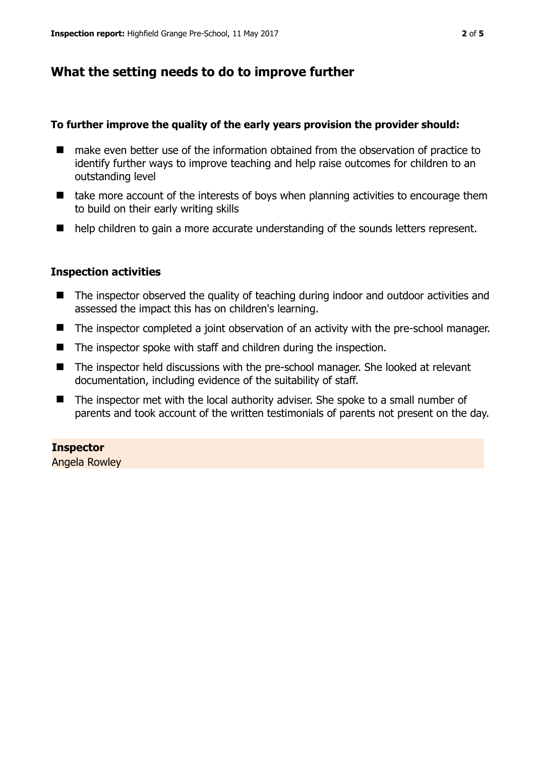## What the setting needs to do to improve further

**To further improve the quality of the early years provision the provider should:**

- make even better use of the information obtained from the observation of practice to identify further ways to improve teaching and help raise outcomes for children to an outstanding level
- take more account of the interests of boys when planning activities to encourage them to build on their early writing skills
- help children to gain a more accurate understanding of the sounds letters represent.

### Inspection activities

- The inspector observed the quality of teaching during indoor and outdoor activities and assessed the impact this has on children's learning.
- The inspector completed a joint observation of an activity with the pre-school manager.
- The inspector spoke with staff and children during the inspection.
- The inspector held discussions with the pre-school manager. She looked at relevant documentation, including evidence of the suitability of staff.
- The inspector met with the local authority adviser. She spoke to a small number of parents and took account of the written testimonials of parents not present on the day.

**Inspector**
Angela Rowley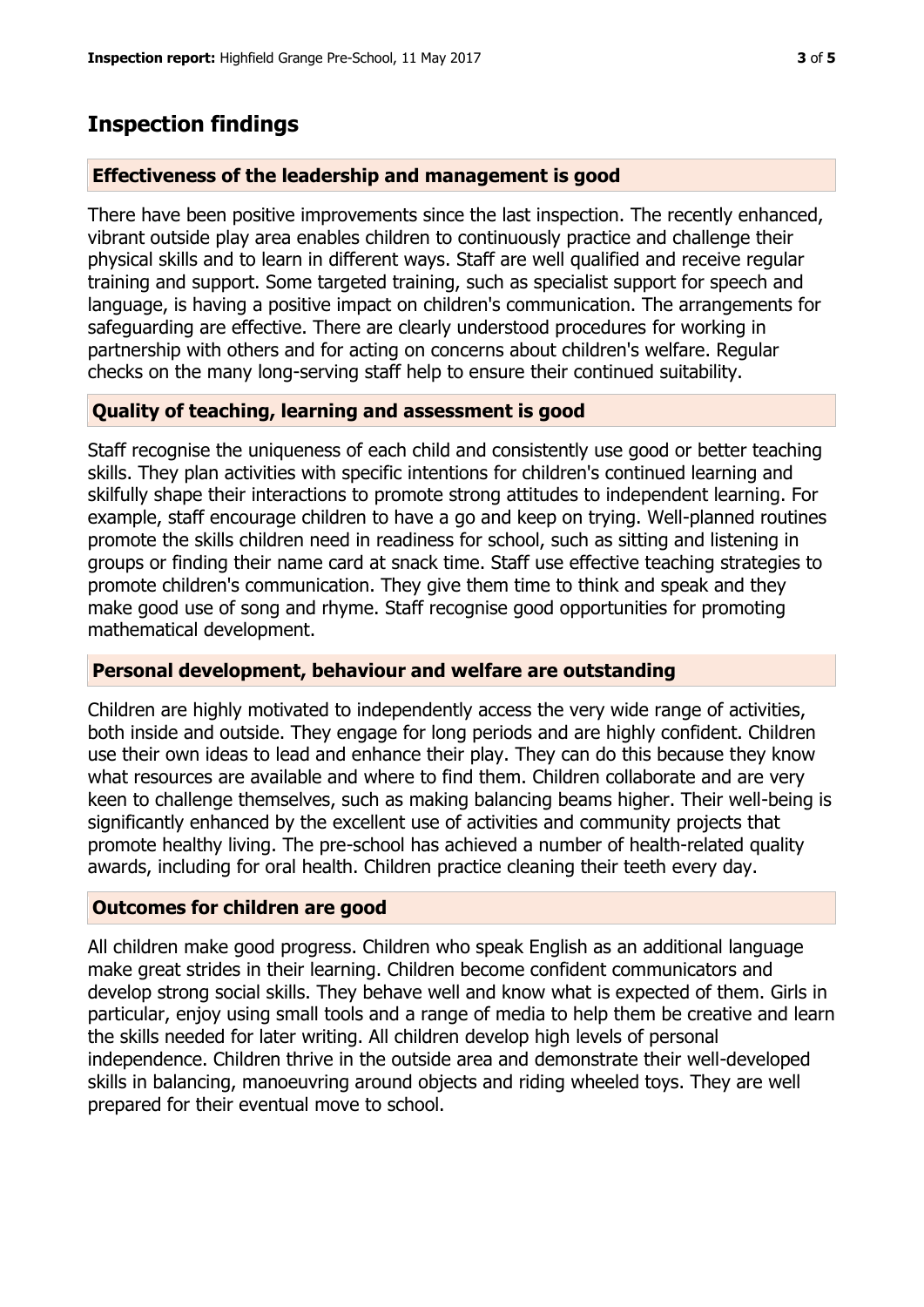## Inspection findings

### Effectiveness of the leadership and management is good

There have been positive improvements since the last inspection. The recently enhanced, vibrant outside play area enables children to continuously practice and challenge their physical skills and to learn in different ways. Staff are well qualified and receive regular training and support. Some targeted training, such as specialist support for speech and language, is having a positive impact on children's communication. The arrangements for safeguarding are effective. There are clearly understood procedures for working in partnership with others and for acting on concerns about children's welfare. Regular checks on the many long-serving staff help to ensure their continued suitability.

### Quality of teaching, learning and assessment is good

Staff recognise the uniqueness of each child and consistently use good or better teaching skills. They plan activities with specific intentions for children's continued learning and skilfully shape their interactions to promote strong attitudes to independent learning. For example, staff encourage children to have a go and keep on trying. Well-planned routines promote the skills children need in readiness for school, such as sitting and listening in groups or finding their name card at snack time. Staff use effective teaching strategies to promote children's communication. They give them time to think and speak and they make good use of song and rhyme. Staff recognise good opportunities for promoting mathematical development.

### Personal development, behaviour and welfare are outstanding

Children are highly motivated to independently access the very wide range of activities, both inside and outside. They engage for long periods and are highly confident. Children use their own ideas to lead and enhance their play. They can do this because they know what resources are available and where to find them. Children collaborate and are very keen to challenge themselves, such as making balancing beams higher. Their well-being is significantly enhanced by the excellent use of activities and community projects that promote healthy living. The pre-school has achieved a number of health-related quality awards, including for oral health. Children practice cleaning their teeth every day.

### Outcomes for children are good

All children make good progress. Children who speak English as an additional language make great strides in their learning. Children become confident communicators and develop strong social skills. They behave well and know what is expected of them. Girls in particular, enjoy using small tools and a range of media to help them be creative and learn the skills needed for later writing. All children develop high levels of personal independence. Children thrive in the outside area and demonstrate their well-developed skills in balancing, manoeuvring around objects and riding wheeled toys. They are well prepared for their eventual move to school.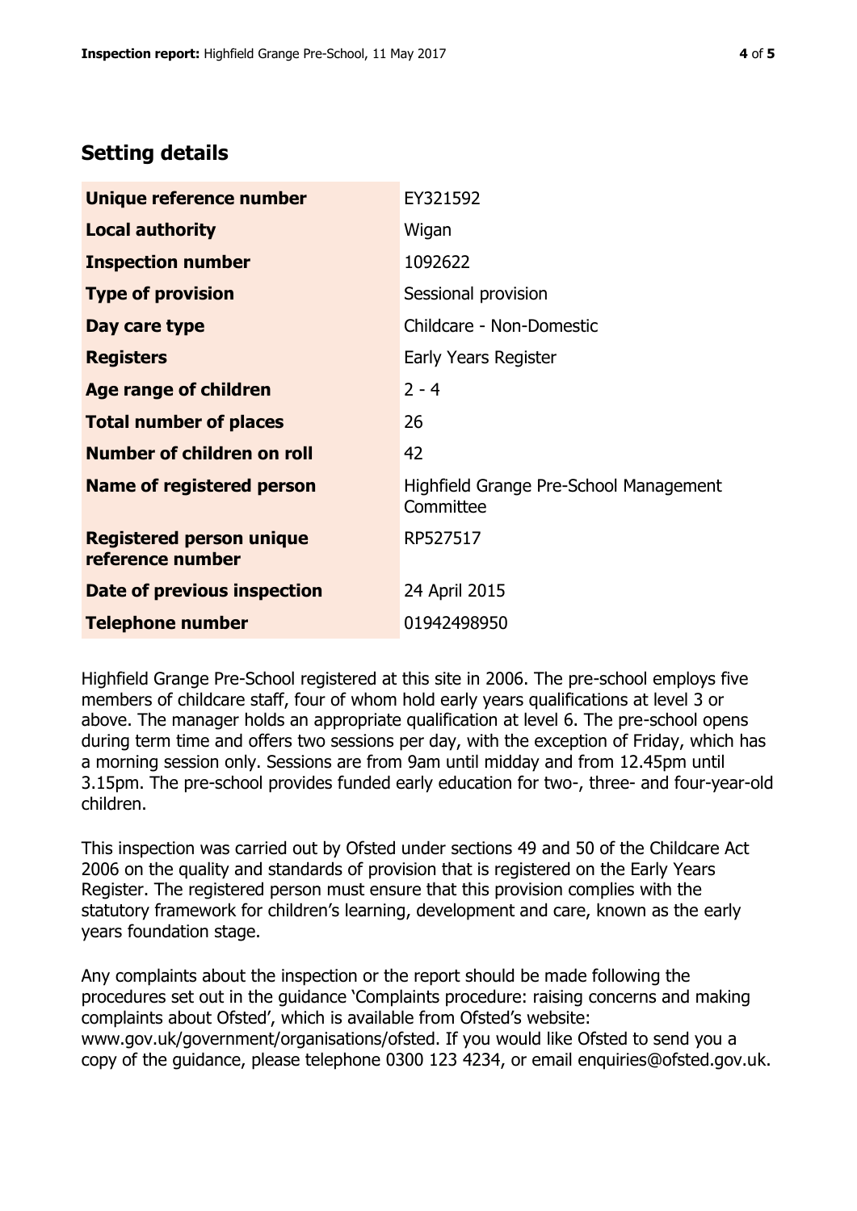## Setting details

| | |
|---|---|
| **Unique reference number** | EY321592 |
| **Local authority** | Wigan |
| **Inspection number** | 1092622 |
| **Type of provision** | Sessional provision |
| **Day care type** | Childcare - Non-Domestic |
| **Registers** | Early Years Register |
| **Age range of children** | 2 - 4 |
| **Total number of places** | 26 |
| **Number of children on roll** | 42 |
| **Name of registered person** | Highfield Grange Pre-School Management Committee |
| **Registered person unique reference number** | RP527517 |
| **Date of previous inspection** | 24 April 2015 |
| **Telephone number** | 01942498950 |

Highfield Grange Pre-School registered at this site in 2006. The pre-school employs five members of childcare staff, four of whom hold early years qualifications at level 3 or above. The manager holds an appropriate qualification at level 6. The pre-school opens during term time and offers two sessions per day, with the exception of Friday, which has a morning session only. Sessions are from 9am until midday and from 12.45pm until 3.15pm. The pre-school provides funded early education for two-, three- and four-year-old children.

This inspection was carried out by Ofsted under sections 49 and 50 of the Childcare Act 2006 on the quality and standards of provision that is registered on the Early Years Register. The registered person must ensure that this provision complies with the statutory framework for children's learning, development and care, known as the early years foundation stage.

Any complaints about the inspection or the report should be made following the procedures set out in the guidance 'Complaints procedure: raising concerns and making complaints about Ofsted', which is available from Ofsted's website: www.gov.uk/government/organisations/ofsted. If you would like Ofsted to send you a copy of the guidance, please telephone 0300 123 4234, or email enquiries@ofsted.gov.uk.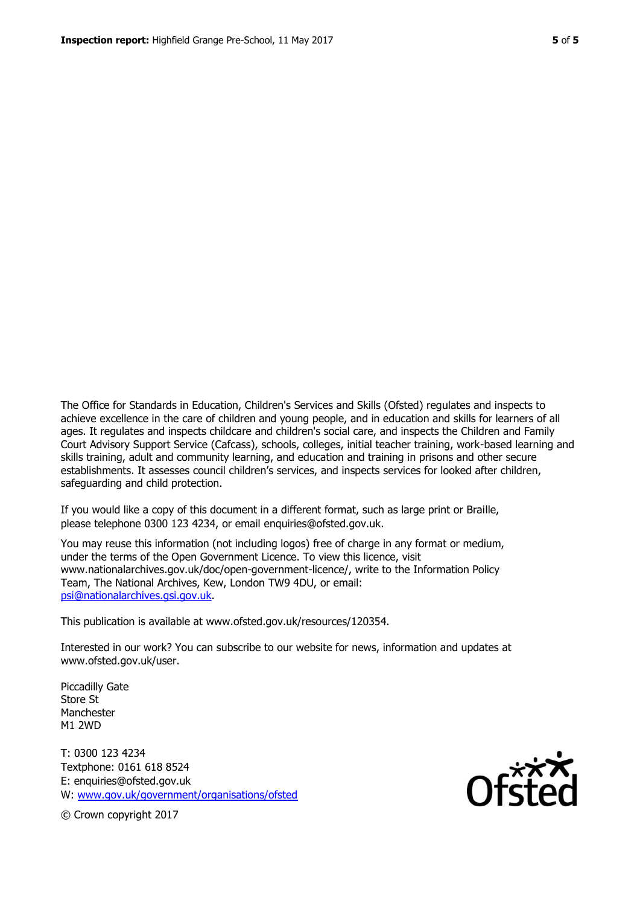The Office for Standards in Education, Children's Services and Skills (Ofsted) regulates and inspects to achieve excellence in the care of children and young people, and in education and skills for learners of all ages. It regulates and inspects childcare and children's social care, and inspects the Children and Family Court Advisory Support Service (Cafcass), schools, colleges, initial teacher training, work-based learning and skills training, adult and community learning, and education and training in prisons and other secure establishments. It assesses council children's services, and inspects services for looked after children, safeguarding and child protection.

If you would like a copy of this document in a different format, such as large print or Braille, please telephone 0300 123 4234, or email enquiries@ofsted.gov.uk.

You may reuse this information (not including logos) free of charge in any format or medium, under the terms of the Open Government Licence. To view this licence, visit www.nationalarchives.gov.uk/doc/open-government-licence/, write to the Information Policy Team, The National Archives, Kew, London TW9 4DU, or email: psi@nationalarchives.gsi.gov.uk.

This publication is available at www.ofsted.gov.uk/resources/120354.

Interested in our work? You can subscribe to our website for news, information and updates at www.ofsted.gov.uk/user.

Piccadilly Gate
Store St
Manchester
M1 2WD

T: 0300 123 4234
Textphone: 0161 618 8524
E: enquiries@ofsted.gov.uk
W: www.gov.uk/government/organisations/ofsted

© Crown copyright 2017